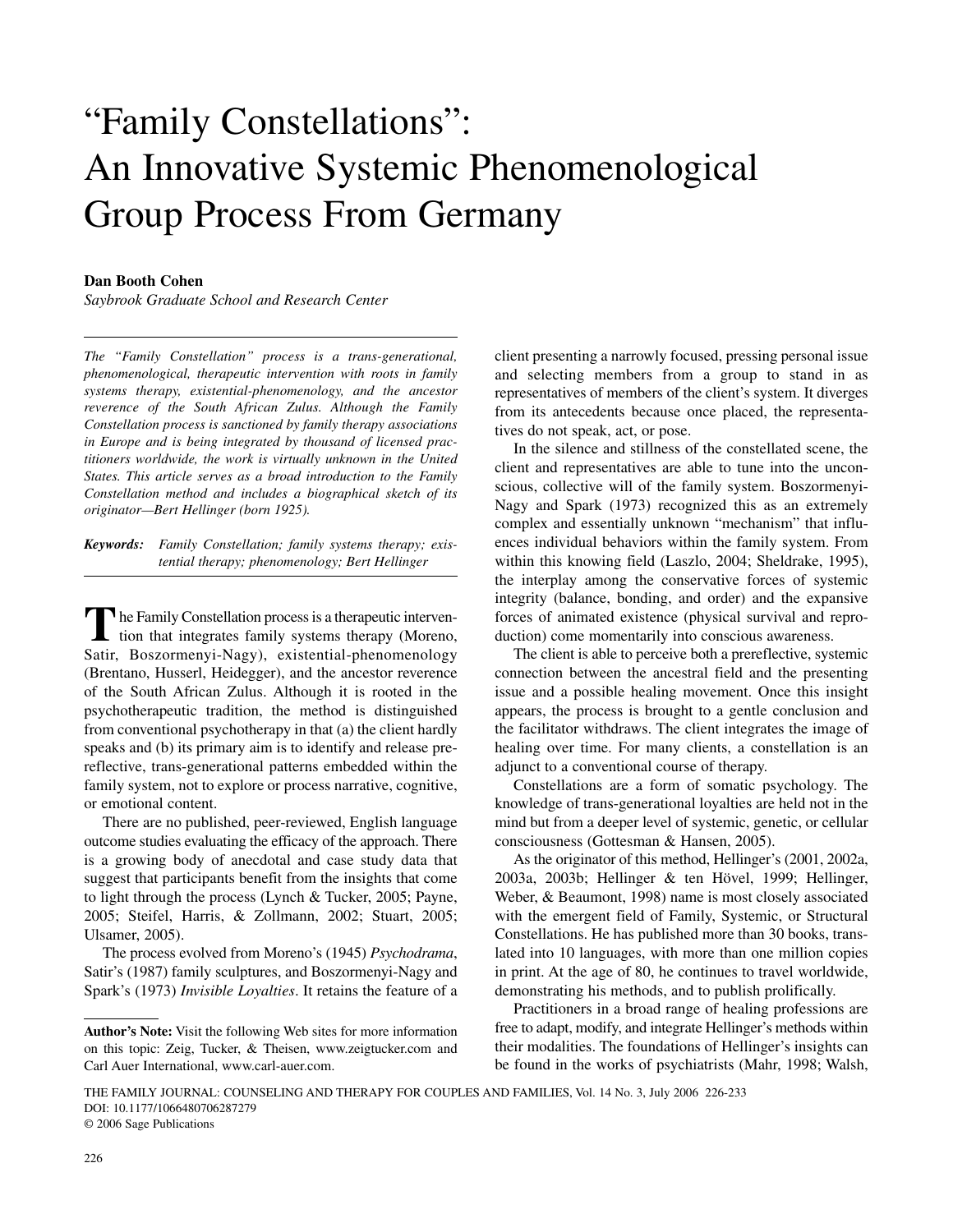# "Family Constellations": An Innovative Systemic Phenomenological Group Process From Germany

**Dan Booth Cohen**
*Saybrook Graduate School and Research Center*

*The "Family Constellation" process is a trans-generational, phenomenological, therapeutic intervention with roots in family systems therapy, existential-phenomenology, and the ancestor reverence of the South African Zulus. Although the Family Constellation process is sanctioned by family therapy associations in Europe and is being integrated by thousand of licensed practitioners worldwide, the work is virtually unknown in the United States. This article serves as a broad introduction to the Family Constellation method and includes a biographical sketch of its originator—Bert Hellinger (born 1925).*

***Keywords:*** *Family Constellation; family systems therapy; existential therapy; phenomenology; Bert Hellinger*

The Family Constellation process is a therapeutic intervention that integrates family systems therapy (Moreno, Satir, Boszormenyi-Nagy), existential-phenomenology (Brentano, Husserl, Heidegger), and the ancestor reverence of the South African Zulus. Although it is rooted in the psychotherapeutic tradition, the method is distinguished from conventional psychotherapy in that (a) the client hardly speaks and (b) its primary aim is to identify and release prereflective, trans-generational patterns embedded within the family system, not to explore or process narrative, cognitive, or emotional content.

There are no published, peer-reviewed, English language outcome studies evaluating the efficacy of the approach. There is a growing body of anecdotal and case study data that suggest that participants benefit from the insights that come to light through the process (Lynch & Tucker, 2005; Payne, 2005; Steifel, Harris, & Zollmann, 2002; Stuart, 2005; Ulsamer, 2005).

The process evolved from Moreno's (1945) *Psychodrama*, Satir's (1987) family sculptures, and Boszormenyi-Nagy and Spark's (1973) *Invisible Loyalties*. It retains the feature of a client presenting a narrowly focused, pressing personal issue and selecting members from a group to stand in as representatives of members of the client's system. It diverges from its antecedents because once placed, the representatives do not speak, act, or pose.

In the silence and stillness of the constellated scene, the client and representatives are able to tune into the unconscious, collective will of the family system. Boszormenyi-Nagy and Spark (1973) recognized this as an extremely complex and essentially unknown "mechanism" that influences individual behaviors within the family system. From within this knowing field (Laszlo, 2004; Sheldrake, 1995), the interplay among the conservative forces of systemic integrity (balance, bonding, and order) and the expansive forces of animated existence (physical survival and reproduction) come momentarily into conscious awareness.

The client is able to perceive both a prereflective, systemic connection between the ancestral field and the presenting issue and a possible healing movement. Once this insight appears, the process is brought to a gentle conclusion and the facilitator withdraws. The client integrates the image of healing over time. For many clients, a constellation is an adjunct to a conventional course of therapy.

Constellations are a form of somatic psychology. The knowledge of trans-generational loyalties are held not in the mind but from a deeper level of systemic, genetic, or cellular consciousness (Gottesman & Hansen, 2005).

As the originator of this method, Hellinger's (2001, 2002a, 2003a, 2003b; Hellinger & ten Hövel, 1999; Hellinger, Weber, & Beaumont, 1998) name is most closely associated with the emergent field of Family, Systemic, or Structural Constellations. He has published more than 30 books, translated into 10 languages, with more than one million copies in print. At the age of 80, he continues to travel worldwide, demonstrating his methods, and to publish prolifically.

Practitioners in a broad range of healing professions are free to adapt, modify, and integrate Hellinger's methods within their modalities. The foundations of Hellinger's insights can be found in the works of psychiatrists (Mahr, 1998; Walsh,

**Author's Note:** Visit the following Web sites for more information on this topic: Zeig, Tucker, & Theisen, www.zeigtucker.com and Carl Auer International, www.carl-auer.com.

THE FAMILY JOURNAL: COUNSELING AND THERAPY FOR COUPLES AND FAMILIES, Vol. 14 No. 3, July 2006 226-233
DOI: 10.1177/1066480706287279
© 2006 Sage Publications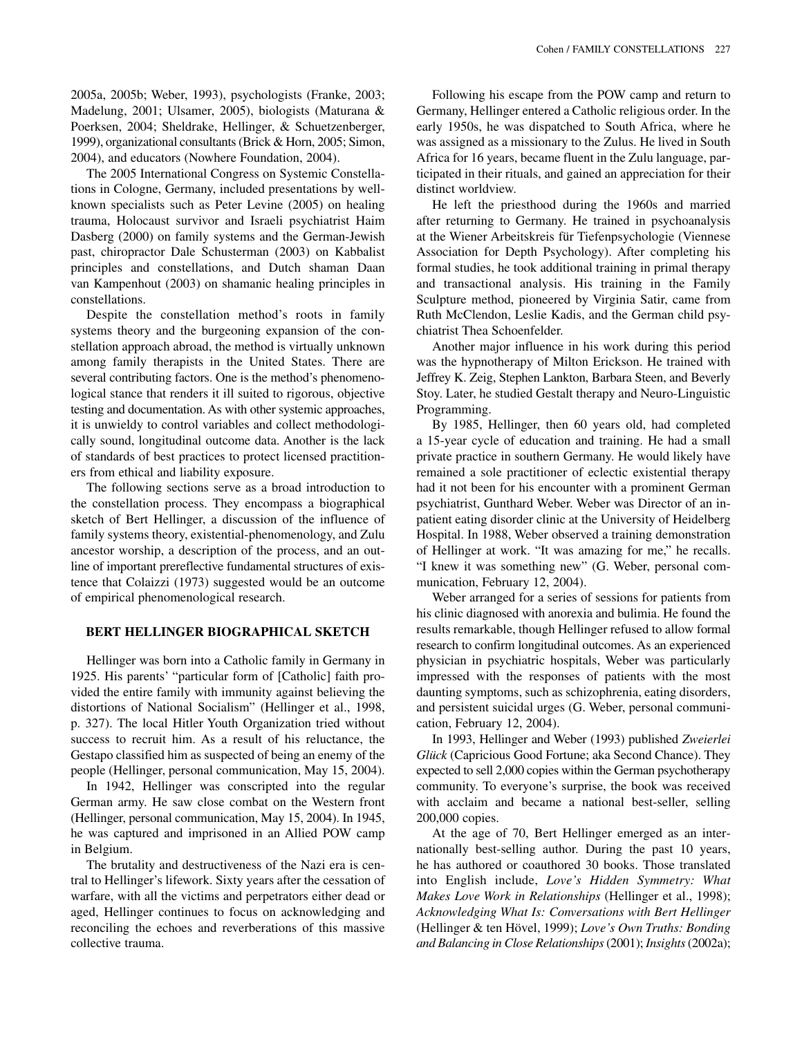2005a, 2005b; Weber, 1993), psychologists (Franke, 2003; Madelung, 2001; Ulsamer, 2005), biologists (Maturana & Poerksen, 2004; Sheldrake, Hellinger, & Schuetzenberger, 1999), organizational consultants (Brick & Horn, 2005; Simon, 2004), and educators (Nowhere Foundation, 2004).

The 2005 International Congress on Systemic Constellations in Cologne, Germany, included presentations by well-known specialists such as Peter Levine (2005) on healing trauma, Holocaust survivor and Israeli psychiatrist Haim Dasberg (2000) on family systems and the German-Jewish past, chiropractor Dale Schusterman (2003) on Kabbalist principles and constellations, and Dutch shaman Daan van Kampenhout (2003) on shamanic healing principles in constellations.

Despite the constellation method's roots in family systems theory and the burgeoning expansion of the constellation approach abroad, the method is virtually unknown among family therapists in the United States. There are several contributing factors. One is the method's phenomenological stance that renders it ill suited to rigorous, objective testing and documentation. As with other systemic approaches, it is unwieldy to control variables and collect methodologically sound, longitudinal outcome data. Another is the lack of standards of best practices to protect licensed practitioners from ethical and liability exposure.

The following sections serve as a broad introduction to the constellation process. They encompass a biographical sketch of Bert Hellinger, a discussion of the influence of family systems theory, existential-phenomenology, and Zulu ancestor worship, a description of the process, and an outline of important prereflective fundamental structures of existence that Colaizzi (1973) suggested would be an outcome of empirical phenomenological research.

## BERT HELLINGER BIOGRAPHICAL SKETCH

Hellinger was born into a Catholic family in Germany in 1925. His parents' "particular form of [Catholic] faith provided the entire family with immunity against believing the distortions of National Socialism" (Hellinger et al., 1998, p. 327). The local Hitler Youth Organization tried without success to recruit him. As a result of his reluctance, the Gestapo classified him as suspected of being an enemy of the people (Hellinger, personal communication, May 15, 2004).

In 1942, Hellinger was conscripted into the regular German army. He saw close combat on the Western front (Hellinger, personal communication, May 15, 2004). In 1945, he was captured and imprisoned in an Allied POW camp in Belgium.

The brutality and destructiveness of the Nazi era is central to Hellinger's lifework. Sixty years after the cessation of warfare, with all the victims and perpetrators either dead or aged, Hellinger continues to focus on acknowledging and reconciling the echoes and reverberations of this massive collective trauma.

Following his escape from the POW camp and return to Germany, Hellinger entered a Catholic religious order. In the early 1950s, he was dispatched to South Africa, where he was assigned as a missionary to the Zulus. He lived in South Africa for 16 years, became fluent in the Zulu language, participated in their rituals, and gained an appreciation for their distinct worldview.

He left the priesthood during the 1960s and married after returning to Germany. He trained in psychoanalysis at the Wiener Arbeitskreis für Tiefenpsychologie (Viennese Association for Depth Psychology). After completing his formal studies, he took additional training in primal therapy and transactional analysis. His training in the Family Sculpture method, pioneered by Virginia Satir, came from Ruth McClendon, Leslie Kadis, and the German child psychiatrist Thea Schoenfelder.

Another major influence in his work during this period was the hypnotherapy of Milton Erickson. He trained with Jeffrey K. Zeig, Stephen Lankton, Barbara Steen, and Beverly Stoy. Later, he studied Gestalt therapy and Neuro-Linguistic Programming.

By 1985, Hellinger, then 60 years old, had completed a 15-year cycle of education and training. He had a small private practice in southern Germany. He would likely have remained a sole practitioner of eclectic existential therapy had it not been for his encounter with a prominent German psychiatrist, Gunthard Weber. Weber was Director of an inpatient eating disorder clinic at the University of Heidelberg Hospital. In 1988, Weber observed a training demonstration of Hellinger at work. "It was amazing for me," he recalls. "I knew it was something new" (G. Weber, personal communication, February 12, 2004).

Weber arranged for a series of sessions for patients from his clinic diagnosed with anorexia and bulimia. He found the results remarkable, though Hellinger refused to allow formal research to confirm longitudinal outcomes. As an experienced physician in psychiatric hospitals, Weber was particularly impressed with the responses of patients with the most daunting symptoms, such as schizophrenia, eating disorders, and persistent suicidal urges (G. Weber, personal communication, February 12, 2004).

In 1993, Hellinger and Weber (1993) published *Zweierlei Glück* (Capricious Good Fortune; aka Second Chance). They expected to sell 2,000 copies within the German psychotherapy community. To everyone's surprise, the book was received with acclaim and became a national best-seller, selling 200,000 copies.

At the age of 70, Bert Hellinger emerged as an internationally best-selling author. During the past 10 years, he has authored or coauthored 30 books. Those translated into English include, *Love's Hidden Symmetry: What Makes Love Work in Relationships* (Hellinger et al., 1998); *Acknowledging What Is: Conversations with Bert Hellinger* (Hellinger & ten Hövel, 1999); *Love's Own Truths: Bonding and Balancing in Close Relationships* (2001); *Insights* (2002a);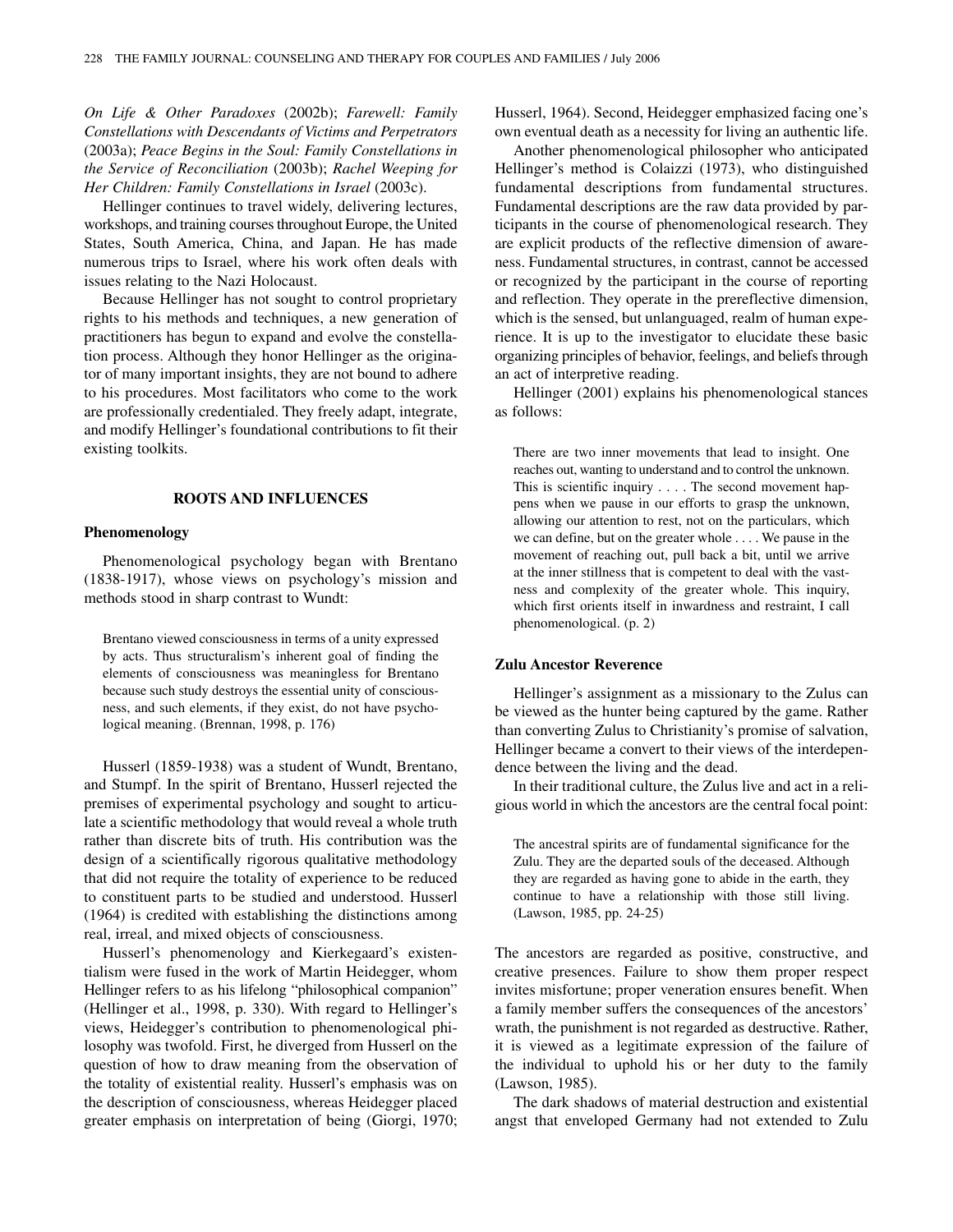*On Life & Other Paradoxes* (2002b); *Farewell: Family Constellations with Descendants of Victims and Perpetrators* (2003a); *Peace Begins in the Soul: Family Constellations in the Service of Reconciliation* (2003b); *Rachel Weeping for Her Children: Family Constellations in Israel* (2003c).

Hellinger continues to travel widely, delivering lectures, workshops, and training courses throughout Europe, the United States, South America, China, and Japan. He has made numerous trips to Israel, where his work often deals with issues relating to the Nazi Holocaust.

Because Hellinger has not sought to control proprietary rights to his methods and techniques, a new generation of practitioners has begun to expand and evolve the constellation process. Although they honor Hellinger as the originator of many important insights, they are not bound to adhere to his procedures. Most facilitators who come to the work are professionally credentialed. They freely adapt, integrate, and modify Hellinger's foundational contributions to fit their existing toolkits.

## ROOTS AND INFLUENCES

### Phenomenology

Phenomenological psychology began with Brentano (1838-1917), whose views on psychology's mission and methods stood in sharp contrast to Wundt:

> Brentano viewed consciousness in terms of a unity expressed by acts. Thus structuralism's inherent goal of finding the elements of consciousness was meaningless for Brentano because such study destroys the essential unity of consciousness, and such elements, if they exist, do not have psychological meaning. (Brennan, 1998, p. 176)

Husserl (1859-1938) was a student of Wundt, Brentano, and Stumpf. In the spirit of Brentano, Husserl rejected the premises of experimental psychology and sought to articulate a scientific methodology that would reveal a whole truth rather than discrete bits of truth. His contribution was the design of a scientifically rigorous qualitative methodology that did not require the totality of experience to be reduced to constituent parts to be studied and understood. Husserl (1964) is credited with establishing the distinctions among real, irreal, and mixed objects of consciousness.

Husserl's phenomenology and Kierkegaard's existentialism were fused in the work of Martin Heidegger, whom Hellinger refers to as his lifelong "philosophical companion" (Hellinger et al., 1998, p. 330). With regard to Hellinger's views, Heidegger's contribution to phenomenological philosophy was twofold. First, he diverged from Husserl on the question of how to draw meaning from the observation of the totality of existential reality. Husserl's emphasis was on the description of consciousness, whereas Heidegger placed greater emphasis on interpretation of being (Giorgi, 1970; Husserl, 1964). Second, Heidegger emphasized facing one's own eventual death as a necessity for living an authentic life.

Another phenomenological philosopher who anticipated Hellinger's method is Colaizzi (1973), who distinguished fundamental descriptions from fundamental structures. Fundamental descriptions are the raw data provided by participants in the course of phenomenological research. They are explicit products of the reflective dimension of awareness. Fundamental structures, in contrast, cannot be accessed or recognized by the participant in the course of reporting and reflection. They operate in the prereflective dimension, which is the sensed, but unlanguaged, realm of human experience. It is up to the investigator to elucidate these basic organizing principles of behavior, feelings, and beliefs through an act of interpretive reading.

Hellinger (2001) explains his phenomenological stances as follows:

> There are two inner movements that lead to insight. One reaches out, wanting to understand and to control the unknown. This is scientific inquiry . . . . The second movement happens when we pause in our efforts to grasp the unknown, allowing our attention to rest, not on the particulars, which we can define, but on the greater whole . . . . We pause in the movement of reaching out, pull back a bit, until we arrive at the inner stillness that is competent to deal with the vastness and complexity of the greater whole. This inquiry, which first orients itself in inwardness and restraint, I call phenomenological. (p. 2)

### Zulu Ancestor Reverence

Hellinger's assignment as a missionary to the Zulus can be viewed as the hunter being captured by the game. Rather than converting Zulus to Christianity's promise of salvation, Hellinger became a convert to their views of the interdependence between the living and the dead.

In their traditional culture, the Zulus live and act in a religious world in which the ancestors are the central focal point:

> The ancestral spirits are of fundamental significance for the Zulu. They are the departed souls of the deceased. Although they are regarded as having gone to abide in the earth, they continue to have a relationship with those still living. (Lawson, 1985, pp. 24-25)

The ancestors are regarded as positive, constructive, and creative presences. Failure to show them proper respect invites misfortune; proper veneration ensures benefit. When a family member suffers the consequences of the ancestors' wrath, the punishment is not regarded as destructive. Rather, it is viewed as a legitimate expression of the failure of the individual to uphold his or her duty to the family (Lawson, 1985).

The dark shadows of material destruction and existential angst that enveloped Germany had not extended to Zulu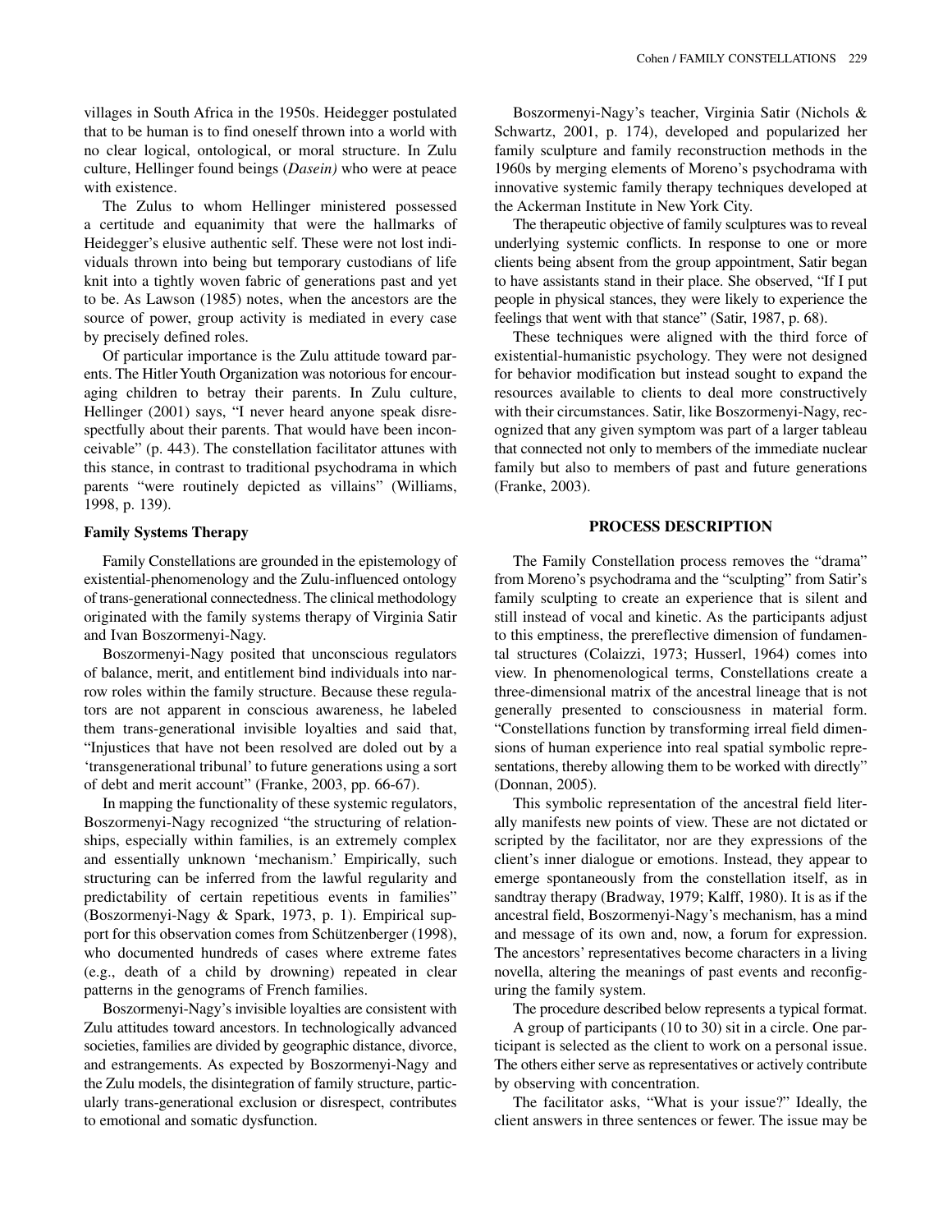villages in South Africa in the 1950s. Heidegger postulated that to be human is to find oneself thrown into a world with no clear logical, ontological, or moral structure. In Zulu culture, Hellinger found beings (*Dasein)* who were at peace with existence.

The Zulus to whom Hellinger ministered possessed a certitude and equanimity that were the hallmarks of Heidegger's elusive authentic self. These were not lost individuals thrown into being but temporary custodians of life knit into a tightly woven fabric of generations past and yet to be. As Lawson (1985) notes, when the ancestors are the source of power, group activity is mediated in every case by precisely defined roles.

Of particular importance is the Zulu attitude toward parents. The Hitler Youth Organization was notorious for encouraging children to betray their parents. In Zulu culture, Hellinger (2001) says, "I never heard anyone speak disrespectfully about their parents. That would have been inconceivable" (p. 443). The constellation facilitator attunes with this stance, in contrast to traditional psychodrama in which parents "were routinely depicted as villains" (Williams, 1998, p. 139).

### Family Systems Therapy

Family Constellations are grounded in the epistemology of existential-phenomenology and the Zulu-influenced ontology of trans-generational connectedness. The clinical methodology originated with the family systems therapy of Virginia Satir and Ivan Boszormenyi-Nagy.

Boszormenyi-Nagy posited that unconscious regulators of balance, merit, and entitlement bind individuals into narrow roles within the family structure. Because these regulators are not apparent in conscious awareness, he labeled them trans-generational invisible loyalties and said that, "Injustices that have not been resolved are doled out by a 'transgenerational tribunal' to future generations using a sort of debt and merit account" (Franke, 2003, pp. 66-67).

In mapping the functionality of these systemic regulators, Boszormenyi-Nagy recognized "the structuring of relationships, especially within families, is an extremely complex and essentially unknown 'mechanism.' Empirically, such structuring can be inferred from the lawful regularity and predictability of certain repetitious events in families" (Boszormenyi-Nagy & Spark, 1973, p. 1). Empirical support for this observation comes from Schützenberger (1998), who documented hundreds of cases where extreme fates (e.g., death of a child by drowning) repeated in clear patterns in the genograms of French families.

Boszormenyi-Nagy's invisible loyalties are consistent with Zulu attitudes toward ancestors. In technologically advanced societies, families are divided by geographic distance, divorce, and estrangements. As expected by Boszormenyi-Nagy and the Zulu models, the disintegration of family structure, particularly trans-generational exclusion or disrespect, contributes to emotional and somatic dysfunction.

Boszormenyi-Nagy's teacher, Virginia Satir (Nichols & Schwartz, 2001, p. 174), developed and popularized her family sculpture and family reconstruction methods in the 1960s by merging elements of Moreno's psychodrama with innovative systemic family therapy techniques developed at the Ackerman Institute in New York City.

The therapeutic objective of family sculptures was to reveal underlying systemic conflicts. In response to one or more clients being absent from the group appointment, Satir began to have assistants stand in their place. She observed, "If I put people in physical stances, they were likely to experience the feelings that went with that stance" (Satir, 1987, p. 68).

These techniques were aligned with the third force of existential-humanistic psychology. They were not designed for behavior modification but instead sought to expand the resources available to clients to deal more constructively with their circumstances. Satir, like Boszormenyi-Nagy, recognized that any given symptom was part of a larger tableau that connected not only to members of the immediate nuclear family but also to members of past and future generations (Franke, 2003).

## PROCESS DESCRIPTION

The Family Constellation process removes the "drama" from Moreno's psychodrama and the "sculpting" from Satir's family sculpting to create an experience that is silent and still instead of vocal and kinetic. As the participants adjust to this emptiness, the prereflective dimension of fundamental structures (Colaizzi, 1973; Husserl, 1964) comes into view. In phenomenological terms, Constellations create a three-dimensional matrix of the ancestral lineage that is not generally presented to consciousness in material form. "Constellations function by transforming irreal field dimensions of human experience into real spatial symbolic representations, thereby allowing them to be worked with directly" (Donnan, 2005).

This symbolic representation of the ancestral field literally manifests new points of view. These are not dictated or scripted by the facilitator, nor are they expressions of the client's inner dialogue or emotions. Instead, they appear to emerge spontaneously from the constellation itself, as in sandtray therapy (Bradway, 1979; Kalff, 1980). It is as if the ancestral field, Boszormenyi-Nagy's mechanism, has a mind and message of its own and, now, a forum for expression. The ancestors' representatives become characters in a living novella, altering the meanings of past events and reconfiguring the family system.

The procedure described below represents a typical format.

A group of participants (10 to 30) sit in a circle. One participant is selected as the client to work on a personal issue. The others either serve as representatives or actively contribute by observing with concentration.

The facilitator asks, "What is your issue?" Ideally, the client answers in three sentences or fewer. The issue may be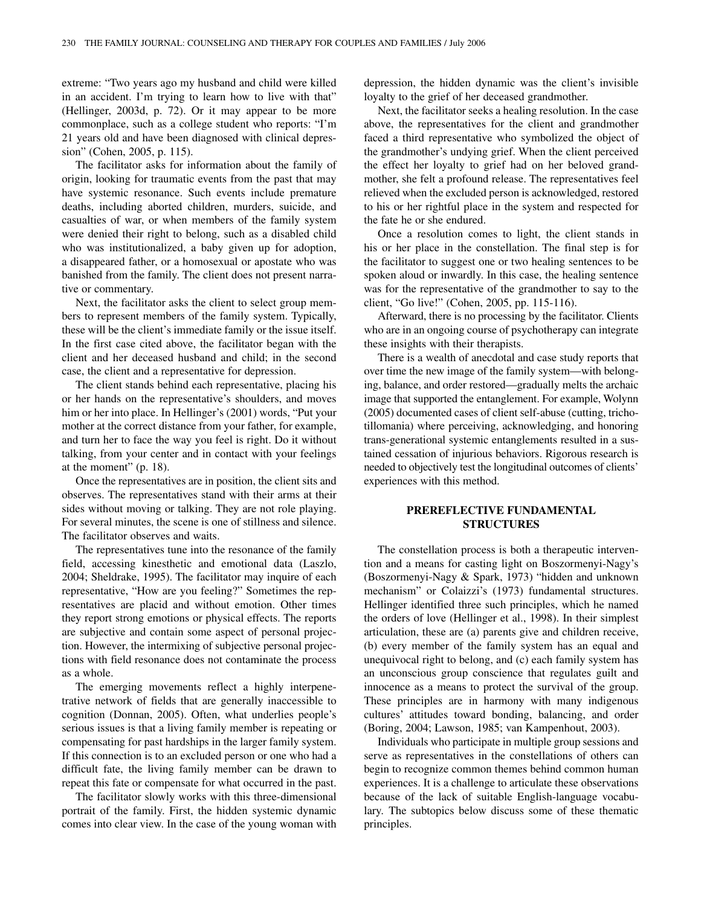extreme: "Two years ago my husband and child were killed in an accident. I'm trying to learn how to live with that" (Hellinger, 2003d, p. 72). Or it may appear to be more commonplace, such as a college student who reports: "I'm 21 years old and have been diagnosed with clinical depression" (Cohen, 2005, p. 115).

The facilitator asks for information about the family of origin, looking for traumatic events from the past that may have systemic resonance. Such events include premature deaths, including aborted children, murders, suicide, and casualties of war, or when members of the family system were denied their right to belong, such as a disabled child who was institutionalized, a baby given up for adoption, a disappeared father, or a homosexual or apostate who was banished from the family. The client does not present narrative or commentary.

Next, the facilitator asks the client to select group members to represent members of the family system. Typically, these will be the client's immediate family or the issue itself. In the first case cited above, the facilitator began with the client and her deceased husband and child; in the second case, the client and a representative for depression.

The client stands behind each representative, placing his or her hands on the representative's shoulders, and moves him or her into place. In Hellinger's (2001) words, "Put your mother at the correct distance from your father, for example, and turn her to face the way you feel is right. Do it without talking, from your center and in contact with your feelings at the moment" (p. 18).

Once the representatives are in position, the client sits and observes. The representatives stand with their arms at their sides without moving or talking. They are not role playing. For several minutes, the scene is one of stillness and silence. The facilitator observes and waits.

The representatives tune into the resonance of the family field, accessing kinesthetic and emotional data (Laszlo, 2004; Sheldrake, 1995). The facilitator may inquire of each representative, "How are you feeling?" Sometimes the representatives are placid and without emotion. Other times they report strong emotions or physical effects. The reports are subjective and contain some aspect of personal projection. However, the intermixing of subjective personal projections with field resonance does not contaminate the process as a whole.

The emerging movements reflect a highly interpenetrative network of fields that are generally inaccessible to cognition (Donnan, 2005). Often, what underlies people's serious issues is that a living family member is repeating or compensating for past hardships in the larger family system. If this connection is to an excluded person or one who had a difficult fate, the living family member can be drawn to repeat this fate or compensate for what occurred in the past.

The facilitator slowly works with this three-dimensional portrait of the family. First, the hidden systemic dynamic comes into clear view. In the case of the young woman with depression, the hidden dynamic was the client's invisible loyalty to the grief of her deceased grandmother.

Next, the facilitator seeks a healing resolution. In the case above, the representatives for the client and grandmother faced a third representative who symbolized the object of the grandmother's undying grief. When the client perceived the effect her loyalty to grief had on her beloved grandmother, she felt a profound release. The representatives feel relieved when the excluded person is acknowledged, restored to his or her rightful place in the system and respected for the fate he or she endured.

Once a resolution comes to light, the client stands in his or her place in the constellation. The final step is for the facilitator to suggest one or two healing sentences to be spoken aloud or inwardly. In this case, the healing sentence was for the representative of the grandmother to say to the client, "Go live!" (Cohen, 2005, pp. 115-116).

Afterward, there is no processing by the facilitator. Clients who are in an ongoing course of psychotherapy can integrate these insights with their therapists.

There is a wealth of anecdotal and case study reports that over time the new image of the family system—with belonging, balance, and order restored—gradually melts the archaic image that supported the entanglement. For example, Wolynn (2005) documented cases of client self-abuse (cutting, trichotillomania) where perceiving, acknowledging, and honoring trans-generational systemic entanglements resulted in a sustained cessation of injurious behaviors. Rigorous research is needed to objectively test the longitudinal outcomes of clients' experiences with this method.

## PREREFLECTIVE FUNDAMENTAL STRUCTURES

The constellation process is both a therapeutic intervention and a means for casting light on Boszormenyi-Nagy's (Boszormenyi-Nagy & Spark, 1973) "hidden and unknown mechanism" or Colaizzi's (1973) fundamental structures. Hellinger identified three such principles, which he named the orders of love (Hellinger et al., 1998). In their simplest articulation, these are (a) parents give and children receive, (b) every member of the family system has an equal and unequivocal right to belong, and (c) each family system has an unconscious group conscience that regulates guilt and innocence as a means to protect the survival of the group. These principles are in harmony with many indigenous cultures' attitudes toward bonding, balancing, and order (Boring, 2004; Lawson, 1985; van Kampenhout, 2003).

Individuals who participate in multiple group sessions and serve as representatives in the constellations of others can begin to recognize common themes behind common human experiences. It is a challenge to articulate these observations because of the lack of suitable English-language vocabulary. The subtopics below discuss some of these thematic principles.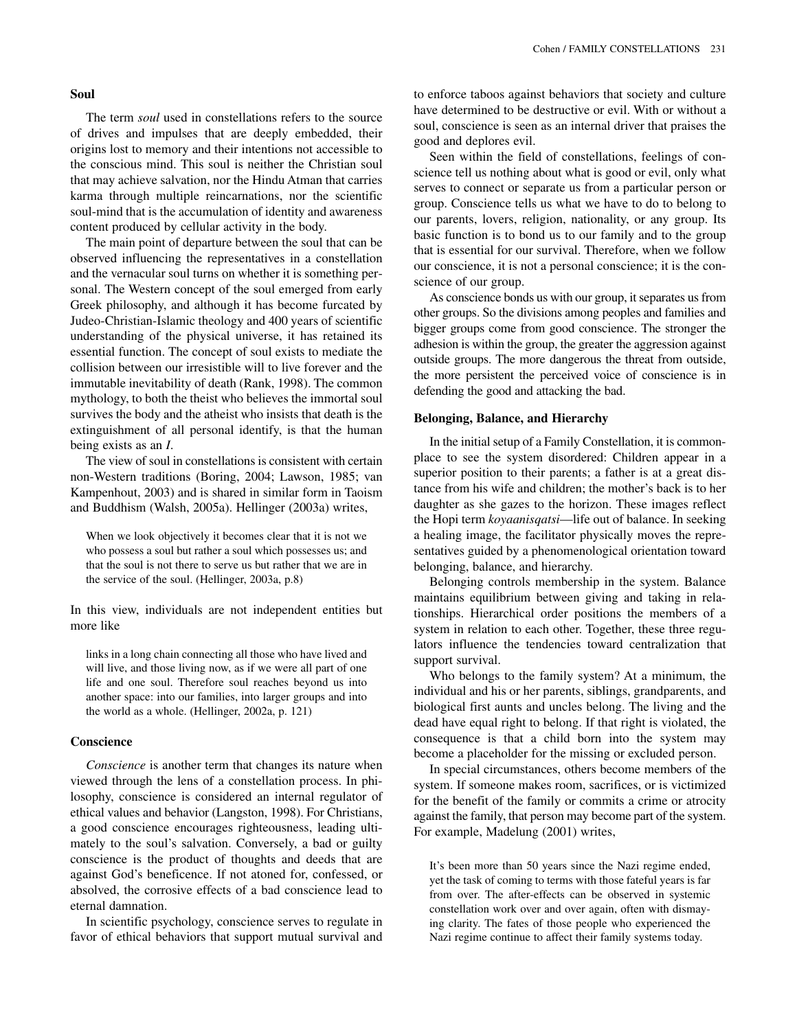### Soul

The term *soul* used in constellations refers to the source of drives and impulses that are deeply embedded, their origins lost to memory and their intentions not accessible to the conscious mind. This soul is neither the Christian soul that may achieve salvation, nor the Hindu Atman that carries karma through multiple reincarnations, nor the scientific soul-mind that is the accumulation of identity and awareness content produced by cellular activity in the body.

The main point of departure between the soul that can be observed influencing the representatives in a constellation and the vernacular soul turns on whether it is something personal. The Western concept of the soul emerged from early Greek philosophy, and although it has become furcated by Judeo-Christian-Islamic theology and 400 years of scientific understanding of the physical universe, it has retained its essential function. The concept of soul exists to mediate the collision between our irresistible will to live forever and the immutable inevitability of death (Rank, 1998). The common mythology, to both the theist who believes the immortal soul survives the body and the atheist who insists that death is the extinguishment of all personal identify, is that the human being exists as an *I*.

The view of soul in constellations is consistent with certain non-Western traditions (Boring, 2004; Lawson, 1985; van Kampenhout, 2003) and is shared in similar form in Taoism and Buddhism (Walsh, 2005a). Hellinger (2003a) writes,

> When we look objectively it becomes clear that it is not we who possess a soul but rather a soul which possesses us; and that the soul is not there to serve us but rather that we are in the service of the soul. (Hellinger, 2003a, p.8)

In this view, individuals are not independent entities but more like

> links in a long chain connecting all those who have lived and will live, and those living now, as if we were all part of one life and one soul. Therefore soul reaches beyond us into another space: into our families, into larger groups and into the world as a whole. (Hellinger, 2002a, p. 121)

### Conscience

*Conscience* is another term that changes its nature when viewed through the lens of a constellation process. In philosophy, conscience is considered an internal regulator of ethical values and behavior (Langston, 1998). For Christians, a good conscience encourages righteousness, leading ultimately to the soul's salvation. Conversely, a bad or guilty conscience is the product of thoughts and deeds that are against God's beneficence. If not atoned for, confessed, or absolved, the corrosive effects of a bad conscience lead to eternal damnation.

In scientific psychology, conscience serves to regulate in favor of ethical behaviors that support mutual survival and to enforce taboos against behaviors that society and culture have determined to be destructive or evil. With or without a soul, conscience is seen as an internal driver that praises the good and deplores evil.

Seen within the field of constellations, feelings of conscience tell us nothing about what is good or evil, only what serves to connect or separate us from a particular person or group. Conscience tells us what we have to do to belong to our parents, lovers, religion, nationality, or any group. Its basic function is to bond us to our family and to the group that is essential for our survival. Therefore, when we follow our conscience, it is not a personal conscience; it is the conscience of our group.

As conscience bonds us with our group, it separates us from other groups. So the divisions among peoples and families and bigger groups come from good conscience. The stronger the adhesion is within the group, the greater the aggression against outside groups. The more dangerous the threat from outside, the more persistent the perceived voice of conscience is in defending the good and attacking the bad.

### Belonging, Balance, and Hierarchy

In the initial setup of a Family Constellation, it is commonplace to see the system disordered: Children appear in a superior position to their parents; a father is at a great distance from his wife and children; the mother's back is to her daughter as she gazes to the horizon. These images reflect the Hopi term *koyaanisqatsi*—life out of balance. In seeking a healing image, the facilitator physically moves the representatives guided by a phenomenological orientation toward belonging, balance, and hierarchy.

Belonging controls membership in the system. Balance maintains equilibrium between giving and taking in relationships. Hierarchical order positions the members of a system in relation to each other. Together, these three regulators influence the tendencies toward centralization that support survival.

Who belongs to the family system? At a minimum, the individual and his or her parents, siblings, grandparents, and biological first aunts and uncles belong. The living and the dead have equal right to belong. If that right is violated, the consequence is that a child born into the system may become a placeholder for the missing or excluded person.

In special circumstances, others become members of the system. If someone makes room, sacrifices, or is victimized for the benefit of the family or commits a crime or atrocity against the family, that person may become part of the system. For example, Madelung (2001) writes,

> It's been more than 50 years since the Nazi regime ended, yet the task of coming to terms with those fateful years is far from over. The after-effects can be observed in systemic constellation work over and over again, often with dismaying clarity. The fates of those people who experienced the Nazi regime continue to affect their family systems today.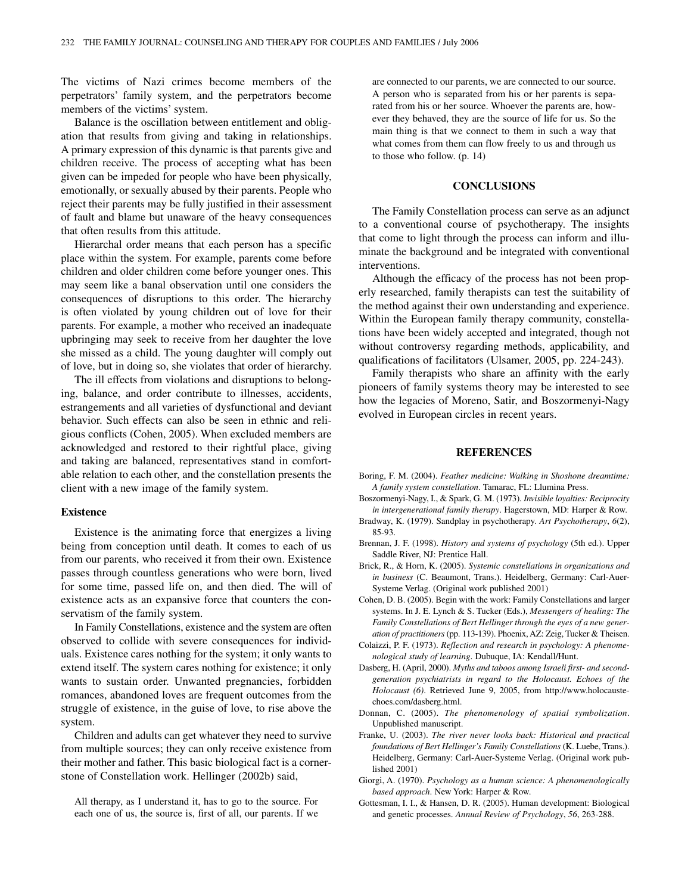The victims of Nazi crimes become members of the perpetrators' family system, and the perpetrators become members of the victims' system.

Balance is the oscillation between entitlement and obligation that results from giving and taking in relationships. A primary expression of this dynamic is that parents give and children receive. The process of accepting what has been given can be impeded for people who have been physically, emotionally, or sexually abused by their parents. People who reject their parents may be fully justified in their assessment of fault and blame but unaware of the heavy consequences that often results from this attitude.

Hierarchal order means that each person has a specific place within the system. For example, parents come before children and older children come before younger ones. This may seem like a banal observation until one considers the consequences of disruptions to this order. The hierarchy is often violated by young children out of love for their parents. For example, a mother who received an inadequate upbringing may seek to receive from her daughter the love she missed as a child. The young daughter will comply out of love, but in doing so, she violates that order of hierarchy.

The ill effects from violations and disruptions to belonging, balance, and order contribute to illnesses, accidents, estrangements and all varieties of dysfunctional and deviant behavior. Such effects can also be seen in ethnic and religious conflicts (Cohen, 2005). When excluded members are acknowledged and restored to their rightful place, giving and taking are balanced, representatives stand in comfortable relation to each other, and the constellation presents the client with a new image of the family system.

### Existence

Existence is the animating force that energizes a living being from conception until death. It comes to each of us from our parents, who received it from their own. Existence passes through countless generations who were born, lived for some time, passed life on, and then died. The will of existence acts as an expansive force that counters the conservatism of the family system.

In Family Constellations, existence and the system are often observed to collide with severe consequences for individuals. Existence cares nothing for the system; it only wants to extend itself. The system cares nothing for existence; it only wants to sustain order. Unwanted pregnancies, forbidden romances, abandoned loves are frequent outcomes from the struggle of existence, in the guise of love, to rise above the system.

Children and adults can get whatever they need to survive from multiple sources; they can only receive existence from their mother and father. This basic biological fact is a cornerstone of Constellation work. Hellinger (2002b) said,

> All therapy, as I understand it, has to go to the source. For each one of us, the source is, first of all, our parents. If we are connected to our parents, we are connected to our source. A person who is separated from his or her parents is separated from his or her source. Whoever the parents are, however they behaved, they are the source of life for us. So the main thing is that we connect to them in such a way that what comes from them can flow freely to us and through us to those who follow. (p. 14)

## CONCLUSIONS

The Family Constellation process can serve as an adjunct to a conventional course of psychotherapy. The insights that come to light through the process can inform and illuminate the background and be integrated with conventional interventions.

Although the efficacy of the process has not been properly researched, family therapists can test the suitability of the method against their own understanding and experience. Within the European family therapy community, constellations have been widely accepted and integrated, though not without controversy regarding methods, applicability, and qualifications of facilitators (Ulsamer, 2005, pp. 224-243).

Family therapists who share an affinity with the early pioneers of family systems theory may be interested to see how the legacies of Moreno, Satir, and Boszormenyi-Nagy evolved in European circles in recent years.

## REFERENCES

Boring, F. M. (2004). *Feather medicine: Walking in Shoshone dreamtime: A family system constellation*. Tamarac, FL: Llumina Press.

Boszormenyi-Nagy, I., & Spark, G. M. (1973). *Invisible loyalties: Reciprocity in intergenerational family therapy*. Hagerstown, MD: Harper & Row.

Bradway, K. (1979). Sandplay in psychotherapy. *Art Psychotherapy*, *6*(2), 85-93.

Brennan, J. F. (1998). *History and systems of psychology* (5th ed.). Upper Saddle River, NJ: Prentice Hall.

Brick, R., & Horn, K. (2005). *Systemic constellations in organizations and in business* (C. Beaumont, Trans.). Heidelberg, Germany: Carl-Auer-Systeme Verlag. (Original work published 2001)

Cohen, D. B. (2005). Begin with the work: Family Constellations and larger systems. In J. E. Lynch & S. Tucker (Eds.), *Messengers of healing: The Family Constellations of Bert Hellinger through the eyes of a new generation of practitioners* (pp. 113-139). Phoenix, AZ: Zeig, Tucker & Theisen.

Colaizzi, P. F. (1973). *Reflection and research in psychology: A phenomenological study of learning*. Dubuque, IA: Kendall/Hunt.

Dasberg, H. (April, 2000). *Myths and taboos among Israeli first- and second-generation psychiatrists in regard to the Holocaust. Echoes of the Holocaust (6)*. Retrieved June 9, 2005, from http://www.holocaustechoes.com/dasberg.html.

Donnan, C. (2005). *The phenomenology of spatial symbolization*. Unpublished manuscript.

Franke, U. (2003). *The river never looks back: Historical and practical foundations of Bert Hellinger's Family Constellations* (K. Luebe, Trans.). Heidelberg, Germany: Carl-Auer-Systeme Verlag. (Original work published 2001)

Giorgi, A. (1970). *Psychology as a human science: A phenomenologically based approach*. New York: Harper & Row.

Gottesman, I. I., & Hansen, D. R. (2005). Human development: Biological and genetic processes. *Annual Review of Psychology*, *56*, 263-288.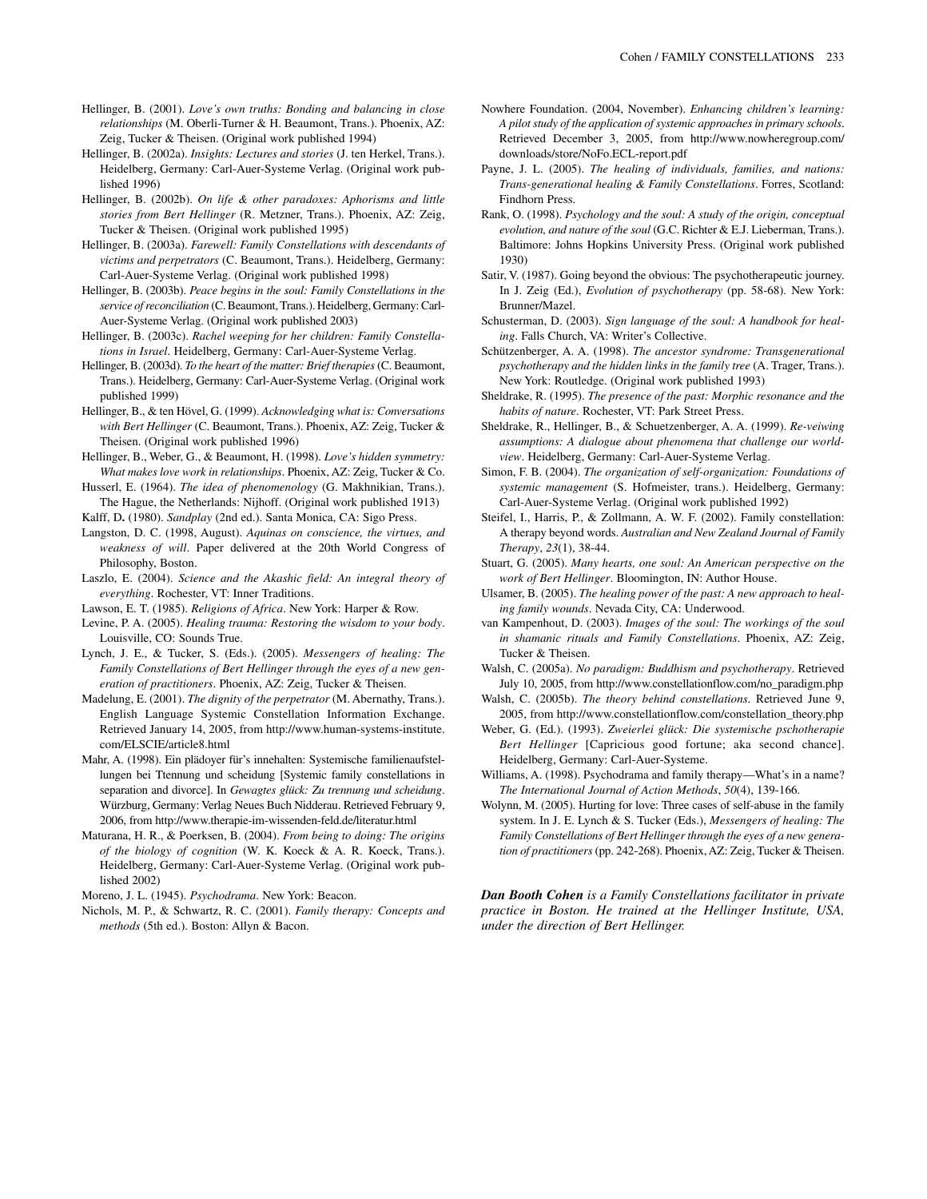Hellinger, B. (2001). *Love's own truths: Bonding and balancing in close relationships* (M. Oberli-Turner & H. Beaumont, Trans.). Phoenix, AZ: Zeig, Tucker & Theisen. (Original work published 1994)

Hellinger, B. (2002a). *Insights: Lectures and stories* (J. ten Herkel, Trans.). Heidelberg, Germany: Carl-Auer-Systeme Verlag. (Original work published 1996)

Hellinger, B. (2002b). *On life & other paradoxes: Aphorisms and little stories from Bert Hellinger* (R. Metzner, Trans.). Phoenix, AZ: Zeig, Tucker & Theisen. (Original work published 1995)

Hellinger, B. (2003a). *Farewell: Family Constellations with descendants of victims and perpetrators* (C. Beaumont, Trans.). Heidelberg, Germany: Carl-Auer-Systeme Verlag. (Original work published 1998)

Hellinger, B. (2003b). *Peace begins in the soul: Family Constellations in the service of reconciliation* (C. Beaumont, Trans.). Heidelberg, Germany: Carl-Auer-Systeme Verlag. (Original work published 2003)

Hellinger, B. (2003c). *Rachel weeping for her children: Family Constellations in Israel*. Heidelberg, Germany: Carl-Auer-Systeme Verlag.

Hellinger, B. (2003d). *To the heart of the matter: Brief therapies* (C. Beaumont, Trans.). Heidelberg, Germany: Carl-Auer-Systeme Verlag. (Original work published 1999)

Hellinger, B., & ten Hövel, G. (1999). *Acknowledging what is: Conversations with Bert Hellinger* (C. Beaumont, Trans.). Phoenix, AZ: Zeig, Tucker & Theisen. (Original work published 1996)

Hellinger, B., Weber, G., & Beaumont, H. (1998). *Love's hidden symmetry: What makes love work in relationships*. Phoenix, AZ: Zeig, Tucker & Co.

Husserl, E. (1964). *The idea of phenomenology* (G. Makhnikian, Trans.). The Hague, the Netherlands: Nijhoff. (Original work published 1913)

Kalff, D. (1980). *Sandplay* (2nd ed.). Santa Monica, CA: Sigo Press.

Langston, D. C. (1998, August). *Aquinas on conscience, the virtues, and weakness of will*. Paper delivered at the 20th World Congress of Philosophy, Boston.

Laszlo, E. (2004). *Science and the Akashic field: An integral theory of everything*. Rochester, VT: Inner Traditions.

Lawson, E. T. (1985). *Religions of Africa*. New York: Harper & Row.

Levine, P. A. (2005). *Healing trauma: Restoring the wisdom to your body*. Louisville, CO: Sounds True.

Lynch, J. E., & Tucker, S. (Eds.). (2005). *Messengers of healing: The Family Constellations of Bert Hellinger through the eyes of a new generation of practitioners*. Phoenix, AZ: Zeig, Tucker & Theisen.

Madelung, E. (2001). *The dignity of the perpetrator* (M. Abernathy, Trans.). English Language Systemic Constellation Information Exchange. Retrieved January 14, 2005, from http://www.human-systems-institute.com/ELSCIE/article8.html

Mahr, A. (1998). Ein plädoyer für's innehalten: Systemische familienaufstellungen bei Ttennung und scheidung [Systemic family constellations in separation and divorce]. In *Gewagtes glück: Zu trennung und scheidung*. Würzburg, Germany: Verlag Neues Buch Nidderau. Retrieved February 9, 2006, from http://www.therapie-im-wissenden-feld.de/literatur.html

Maturana, H. R., & Poerksen, B. (2004). *From being to doing: The origins of the biology of cognition* (W. K. Koeck & A. R. Koeck, Trans.). Heidelberg, Germany: Carl-Auer-Systeme Verlag. (Original work published 2002)

Moreno, J. L. (1945). *Psychodrama*. New York: Beacon.

Nichols, M. P., & Schwartz, R. C. (2001). *Family therapy: Concepts and methods* (5th ed.). Boston: Allyn & Bacon.

Nowhere Foundation. (2004, November). *Enhancing children's learning: A pilot study of the application of systemic approaches in primary schools*. Retrieved December 3, 2005, from http://www.nowheregroup.com/downloads/store/NoFo.ECL-report.pdf

Payne, J. L. (2005). *The healing of individuals, families, and nations: Trans-generational healing & Family Constellations*. Forres, Scotland: Findhorn Press.

Rank, O. (1998). *Psychology and the soul: A study of the origin, conceptual evolution, and nature of the soul* (G.C. Richter & E.J. Lieberman, Trans.). Baltimore: Johns Hopkins University Press. (Original work published 1930)

Satir, V. (1987). Going beyond the obvious: The psychotherapeutic journey. In J. Zeig (Ed.), *Evolution of psychotherapy* (pp. 58-68). New York: Brunner/Mazel.

Schusterman, D. (2003). *Sign language of the soul: A handbook for healing*. Falls Church, VA: Writer's Collective.

Schützenberger, A. A. (1998). *The ancestor syndrome: Transgenerational psychotherapy and the hidden links in the family tree* (A. Trager, Trans.). New York: Routledge. (Original work published 1993)

Sheldrake, R. (1995). *The presence of the past: Morphic resonance and the habits of nature*. Rochester, VT: Park Street Press.

Sheldrake, R., Hellinger, B., & Schuetzenberger, A. A. (1999). *Re-veiwing assumptions: A dialogue about phenomena that challenge our worldview*. Heidelberg, Germany: Carl-Auer-Systeme Verlag.

Simon, F. B. (2004). *The organization of self-organization: Foundations of systemic management* (S. Hofmeister, trans.). Heidelberg, Germany: Carl-Auer-Systeme Verlag. (Original work published 1992)

Steifel, I., Harris, P., & Zollmann, A. W. F. (2002). Family constellation: A therapy beyond words. *Australian and New Zealand Journal of Family Therapy*, *23*(1), 38-44.

Stuart, G. (2005). *Many hearts, one soul: An American perspective on the work of Bert Hellinger*. Bloomington, IN: Author House.

Ulsamer, B. (2005). *The healing power of the past: A new approach to healing family wounds*. Nevada City, CA: Underwood.

van Kampenhout, D. (2003). *Images of the soul: The workings of the soul in shamanic rituals and Family Constellations*. Phoenix, AZ: Zeig, Tucker & Theisen.

Walsh, C. (2005a). *No paradigm: Buddhism and psychotherapy*. Retrieved July 10, 2005, from http://www.constellationflow.com/no_paradigm.php

Walsh, C. (2005b). *The theory behind constellations*. Retrieved June 9, 2005, from http://www.constellationflow.com/constellation_theory.php

Weber, G. (Ed.). (1993). *Zweierlei glück: Die systemische pschotherapie Bert Hellinger* [Capricious good fortune; aka second chance]. Heidelberg, Germany: Carl-Auer-Systeme.

Williams, A. (1998). Psychodrama and family therapy—What's in a name? *The International Journal of Action Methods*, *50*(4), 139-166.

Wolynn, M. (2005). Hurting for love: Three cases of self-abuse in the family system. In J. E. Lynch & S. Tucker (Eds.), *Messengers of healing: The Family Constellations of Bert Hellinger through the eyes of a new generation of practitioners* (pp. 242-268). Phoenix, AZ: Zeig, Tucker & Theisen.

***Dan Booth Cohen*** *is a Family Constellations facilitator in private practice in Boston. He trained at the Hellinger Institute, USA, under the direction of Bert Hellinger.*